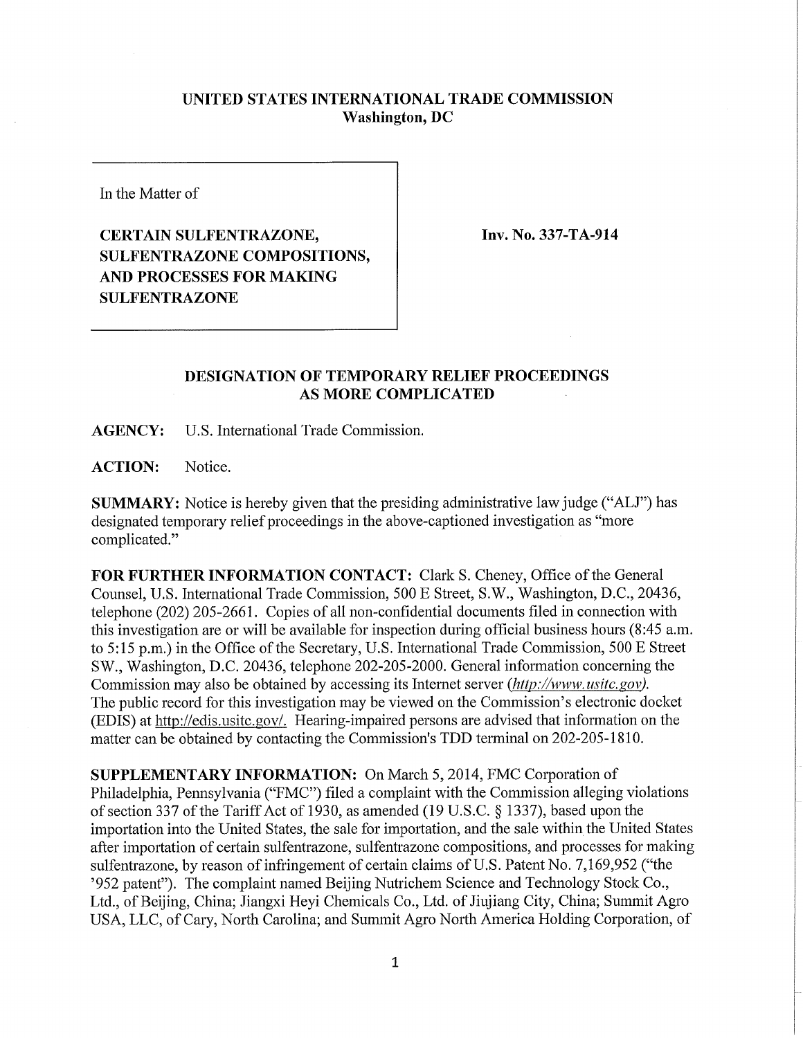**UNITED STATES INTERNATIONAL TRADE COMMISSION**
**Washington, DC**

In the Matter of

**CERTAIN SULFENTRAZONE, SULFENTRAZONE COMPOSITIONS, AND PROCESSES FOR MAKING SULFENTRAZONE**

**Inv. No. 337-TA-914**

## DESIGNATION OF TEMPORARY RELIEF PROCEEDINGS AS MORE COMPLICATED

**AGENCY:** U.S. International Trade Commission.

**ACTION:** Notice.

**SUMMARY:** Notice is hereby given that the presiding administrative law judge ("ALJ") has designated temporary relief proceedings in the above-captioned investigation as "more complicated."

**FOR FURTHER INFORMATION CONTACT:** Clark S. Cheney, Office of the General Counsel, U.S. International Trade Commission, 500 E Street, S.W., Washington, D.C., 20436, telephone (202) 205-2661. Copies of all non-confidential documents filed in connection with this investigation are or will be available for inspection during official business hours (8:45 a.m. to 5:15 p.m.) in the Office of the Secretary, U.S. International Trade Commission, 500 E Street SW., Washington, D.C. 20436, telephone 202-205-2000. General information concerning the Commission may also be obtained by accessing its Internet server (*http://www.usitc.gov*). The public record for this investigation may be viewed on the Commission's electronic docket (EDIS) at http://edis.usitc.gov/. Hearing-impaired persons are advised that information on the matter can be obtained by contacting the Commission's TDD terminal on 202-205-1810.

**SUPPLEMENTARY INFORMATION:** On March 5, 2014, FMC Corporation of Philadelphia, Pennsylvania ("FMC") filed a complaint with the Commission alleging violations of section 337 of the Tariff Act of 1930, as amended (19 U.S.C. § 1337), based upon the importation into the United States, the sale for importation, and the sale within the United States after importation of certain sulfentrazone, sulfentrazone compositions, and processes for making sulfentrazone, by reason of infringement of certain claims of U.S. Patent No. 7,169,952 ("the '952 patent"). The complaint named Beijing Nutrichem Science and Technology Stock Co., Ltd., of Beijing, China; Jiangxi Heyi Chemicals Co., Ltd. of Jiujiang City, China; Summit Agro USA, LLC, of Cary, North Carolina; and Summit Agro North America Holding Corporation, of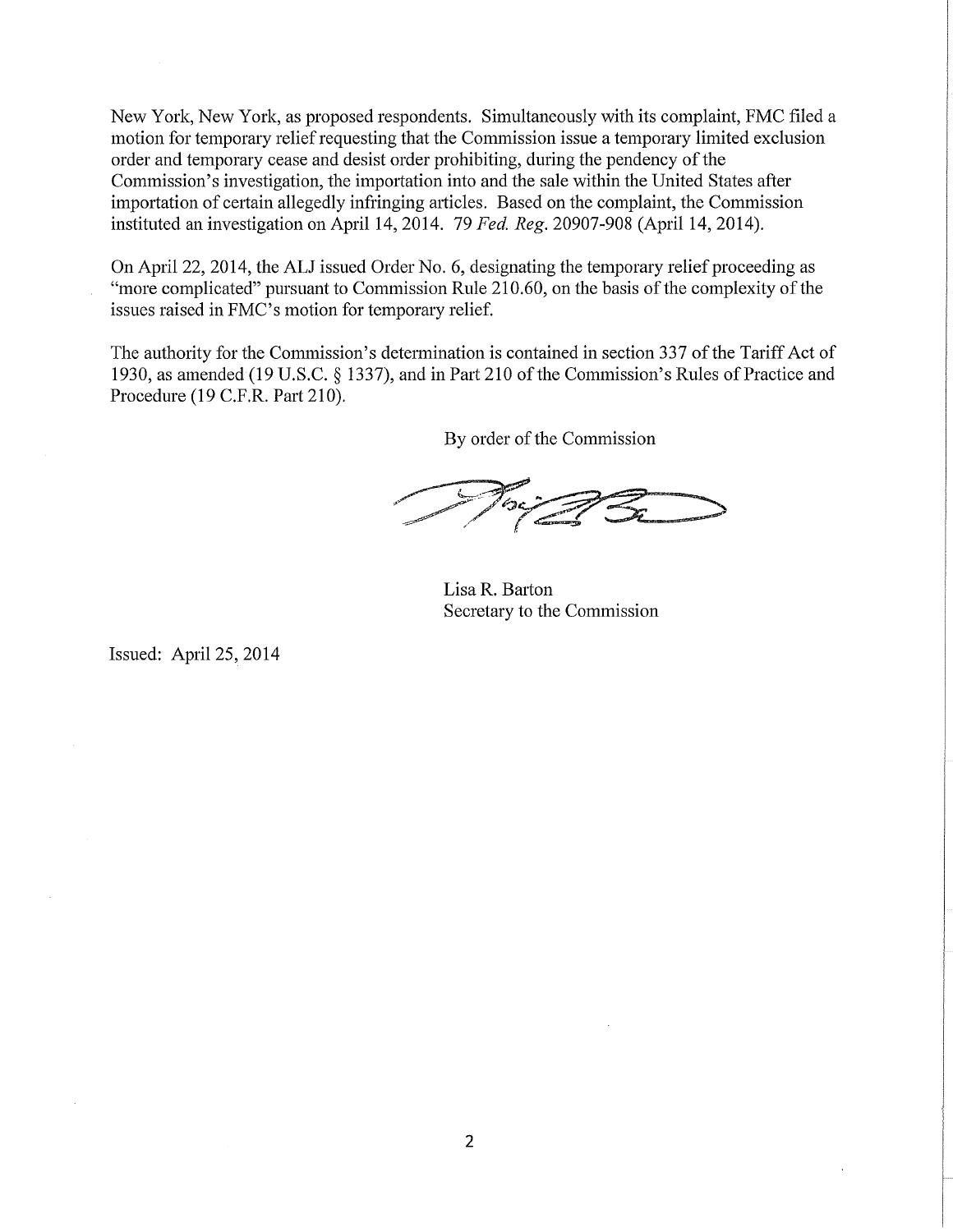New York, New York, as proposed respondents. Simultaneously with its complaint, FMC filed a motion for temporary relief requesting that the Commission issue a temporary limited exclusion order and temporary cease and desist order prohibiting, during the pendency of the Commission's investigation, the importation into and the sale within the United States after importation of certain allegedly infringing articles. Based on the complaint, the Commission instituted an investigation on April 14, 2014. 79 *Fed. Reg.* 20907-908 (April 14, 2014).

On April 22, 2014, the ALJ issued Order No. 6, designating the temporary relief proceeding as "more complicated" pursuant to Commission Rule 210.60, on the basis of the complexity of the issues raised in FMC's motion for temporary relief.

The authority for the Commission's determination is contained in section 337 of the Tariff Act of 1930, as amended (19 U.S.C. § 1337), and in Part 210 of the Commission's Rules of Practice and Procedure (19 C.F.R. Part 210).

By order of the Commission

Lisa R. Barton
Secretary to the Commission

Issued: April 25, 2014